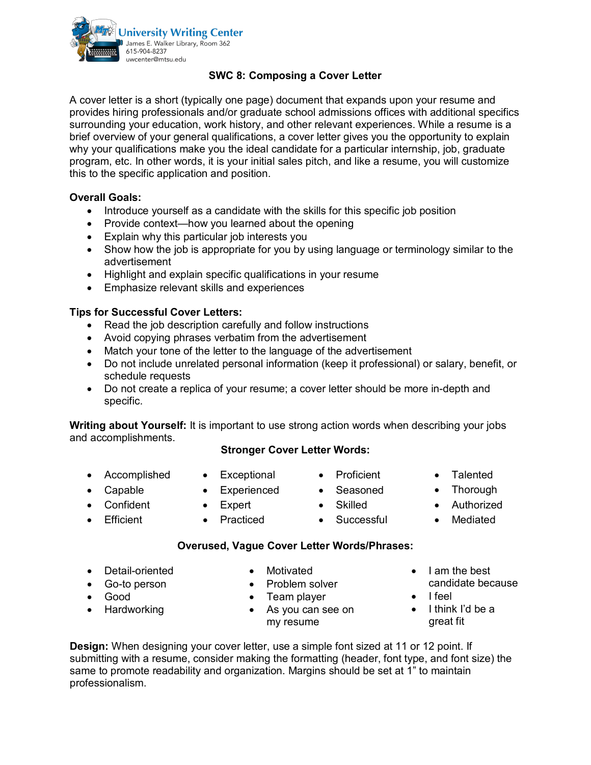University Writing Center
James E. Walker Library, Room 362
615-904-8237
uwcenter@mtsu.edu

# SWC 8: Composing a Cover Letter

A cover letter is a short (typically one page) document that expands upon your resume and provides hiring professionals and/or graduate school admissions offices with additional specifics surrounding your education, work history, and other relevant experiences. While a resume is a brief overview of your general qualifications, a cover letter gives you the opportunity to explain why your qualifications make you the ideal candidate for a particular internship, job, graduate program, etc. In other words, it is your initial sales pitch, and like a resume, you will customize this to the specific application and position.

**Overall Goals:**

- Introduce yourself as a candidate with the skills for this specific job position
- Provide context—how you learned about the opening
- Explain why this particular job interests you
- Show how the job is appropriate for you by using language or terminology similar to the advertisement
- Highlight and explain specific qualifications in your resume
- Emphasize relevant skills and experiences

**Tips for Successful Cover Letters:**

- Read the job description carefully and follow instructions
- Avoid copying phrases verbatim from the advertisement
- Match your tone of the letter to the language of the advertisement
- Do not include unrelated personal information (keep it professional) or salary, benefit, or schedule requests
- Do not create a replica of your resume; a cover letter should be more in-depth and specific.

**Writing about Yourself:** It is important to use strong action words when describing your jobs and accomplishments.

**Stronger Cover Letter Words:**

- Accomplished
- Capable
- Confident
- Efficient
- Exceptional
- Experienced
- Expert
- Practiced
- Proficient
- Seasoned
- Skilled
- Successful
- Talented
- Thorough
- Authorized
- Mediated

**Overused, Vague Cover Letter Words/Phrases:**

- Detail-oriented
- Go-to person
- Good
- Hardworking
- Motivated
- Problem solver
- Team player
- As you can see on my resume
- I am the best candidate because
- I feel
- I think I'd be a great fit

**Design:** When designing your cover letter, use a simple font sized at 11 or 12 point. If submitting with a resume, consider making the formatting (header, font type, and font size) the same to promote readability and organization. Margins should be set at 1" to maintain professionalism.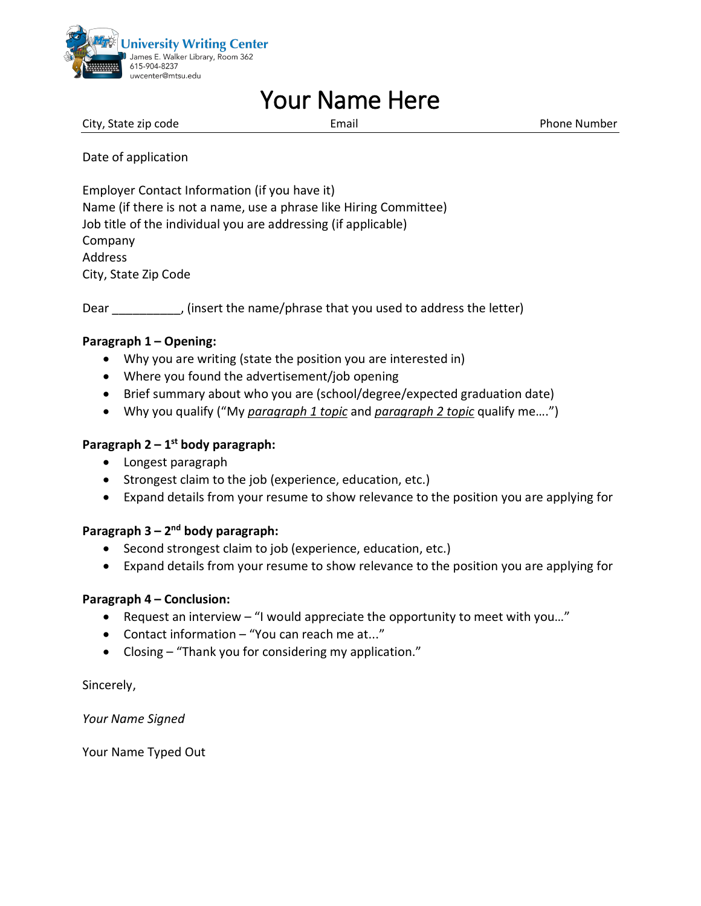University Writing Center
James E. Walker Library, Room 362
615-904-8237
uwcenter@mtsu.edu

# Your Name Here

City, State zip code | Email | Phone Number

Date of application

Employer Contact Information (if you have it)
Name (if there is not a name, use a phrase like Hiring Committee)
Job title of the individual you are addressing (if applicable)
Company
Address
City, State Zip Code

Dear __________, (insert the name/phrase that you used to address the letter)

**Paragraph 1 – Opening:**

- Why you are writing (state the position you are interested in)
- Where you found the advertisement/job opening
- Brief summary about who you are (school/degree/expected graduation date)
- Why you qualify ("My *paragraph 1 topic* and *paragraph 2 topic* qualify me….")

**Paragraph 2 – 1st body paragraph:**

- Longest paragraph
- Strongest claim to the job (experience, education, etc.)
- Expand details from your resume to show relevance to the position you are applying for

**Paragraph 3 – 2nd body paragraph:**

- Second strongest claim to job (experience, education, etc.)
- Expand details from your resume to show relevance to the position you are applying for

**Paragraph 4 – Conclusion:**

- Request an interview – "I would appreciate the opportunity to meet with you…"
- Contact information – "You can reach me at..."
- Closing – "Thank you for considering my application."

Sincerely,

*Your Name Signed*

Your Name Typed Out